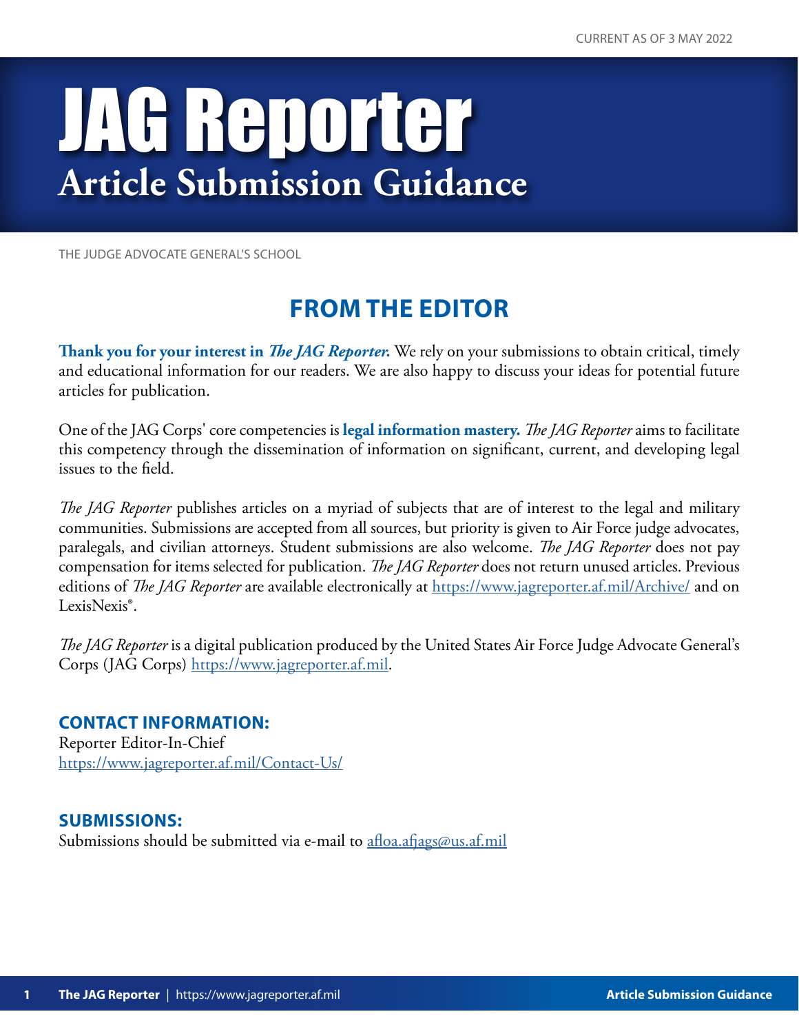CURRENT AS OF 3 MAY 2022

# JAG Reporter

## Article Submission Guidance

THE JUDGE ADVOCATE GENERAL'S SCHOOL

## FROM THE EDITOR

**Thank you for your interest in *The JAG Reporter*.** We rely on your submissions to obtain critical, timely and educational information for our readers. We are also happy to discuss your ideas for potential future articles for publication.

One of the JAG Corps' core competencies is **legal information mastery.** *The JAG Reporter* aims to facilitate this competency through the dissemination of information on significant, current, and developing legal issues to the field.

*The JAG Reporter* publishes articles on a myriad of subjects that are of interest to the legal and military communities. Submissions are accepted from all sources, but priority is given to Air Force judge advocates, paralegals, and civilian attorneys. Student submissions are also welcome. *The JAG Reporter* does not pay compensation for items selected for publication. *The JAG Reporter* does not return unused articles. Previous editions of *The JAG Reporter* are available electronically at https://www.jagreporter.af.mil/Archive/ and on LexisNexis®.

*The JAG Reporter* is a digital publication produced by the United States Air Force Judge Advocate General's Corps (JAG Corps) https://www.jagreporter.af.mil.

### CONTACT INFORMATION:

Reporter Editor-In-Chief
https://www.jagreporter.af.mil/Contact-Us/

### SUBMISSIONS:

Submissions should be submitted via e-mail to afloa.afjags@us.af.mil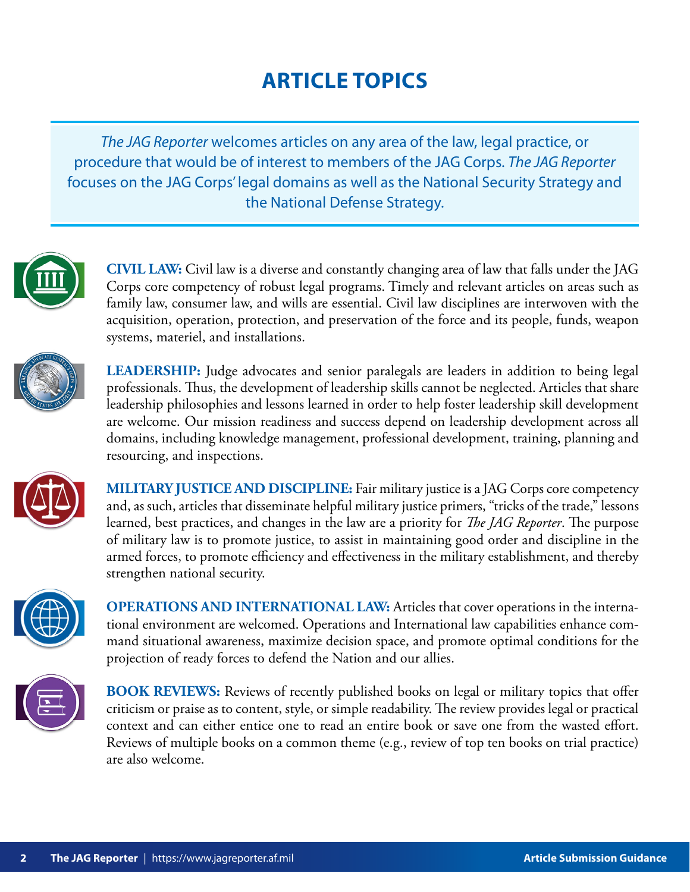# ARTICLE TOPICS

*The JAG Reporter* welcomes articles on any area of the law, legal practice, or procedure that would be of interest to members of the JAG Corps. *The JAG Reporter* focuses on the JAG Corps' legal domains as well as the National Security Strategy and the National Defense Strategy.

**CIVIL LAW:** Civil law is a diverse and constantly changing area of law that falls under the JAG Corps core competency of robust legal programs. Timely and relevant articles on areas such as family law, consumer law, and wills are essential. Civil law disciplines are interwoven with the acquisition, operation, protection, and preservation of the force and its people, funds, weapon systems, materiel, and installations.

**LEADERSHIP:** Judge advocates and senior paralegals are leaders in addition to being legal professionals. Thus, the development of leadership skills cannot be neglected. Articles that share leadership philosophies and lessons learned in order to help foster leadership skill development are welcome. Our mission readiness and success depend on leadership development across all domains, including knowledge management, professional development, training, planning and resourcing, and inspections.

**MILITARY JUSTICE AND DISCIPLINE:** Fair military justice is a JAG Corps core competency and, as such, articles that disseminate helpful military justice primers, "tricks of the trade," lessons learned, best practices, and changes in the law are a priority for *The JAG Reporter*. The purpose of military law is to promote justice, to assist in maintaining good order and discipline in the armed forces, to promote efficiency and effectiveness in the military establishment, and thereby strengthen national security.

**OPERATIONS AND INTERNATIONAL LAW:** Articles that cover operations in the international environment are welcomed. Operations and International law capabilities enhance command situational awareness, maximize decision space, and promote optimal conditions for the projection of ready forces to defend the Nation and our allies.

**BOOK REVIEWS:** Reviews of recently published books on legal or military topics that offer criticism or praise as to content, style, or simple readability. The review provides legal or practical context and can either entice one to read an entire book or save one from the wasted effort. Reviews of multiple books on a common theme (e.g., review of top ten books on trial practice) are also welcome.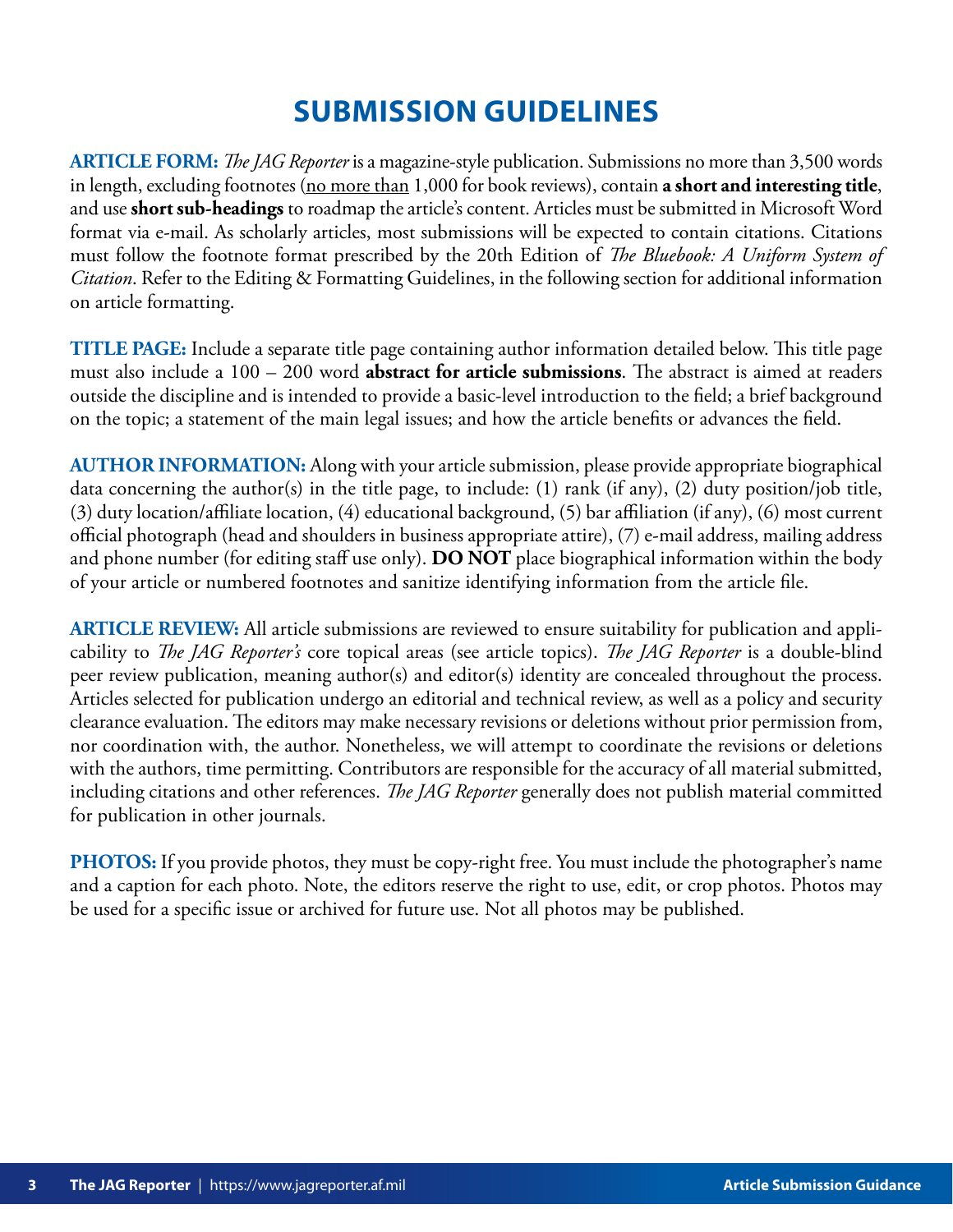# SUBMISSION GUIDELINES

**ARTICLE FORM:** *The JAG Reporter* is a magazine-style publication. Submissions no more than 3,500 words in length, excluding footnotes (no more than 1,000 for book reviews), contain **a short and interesting title**, and use **short sub-headings** to roadmap the article's content. Articles must be submitted in Microsoft Word format via e-mail. As scholarly articles, most submissions will be expected to contain citations. Citations must follow the footnote format prescribed by the 20th Edition of *The Bluebook: A Uniform System of Citation*. Refer to the Editing & Formatting Guidelines, in the following section for additional information on article formatting.

**TITLE PAGE:** Include a separate title page containing author information detailed below. This title page must also include a 100 – 200 word **abstract for article submissions**. The abstract is aimed at readers outside the discipline and is intended to provide a basic-level introduction to the field; a brief background on the topic; a statement of the main legal issues; and how the article benefits or advances the field.

**AUTHOR INFORMATION:** Along with your article submission, please provide appropriate biographical data concerning the author(s) in the title page, to include: (1) rank (if any), (2) duty position/job title, (3) duty location/affiliate location, (4) educational background, (5) bar affiliation (if any), (6) most current official photograph (head and shoulders in business appropriate attire), (7) e-mail address, mailing address and phone number (for editing staff use only). **DO NOT** place biographical information within the body of your article or numbered footnotes and sanitize identifying information from the article file.

**ARTICLE REVIEW:** All article submissions are reviewed to ensure suitability for publication and applicability to *The JAG Reporter's* core topical areas (see article topics). *The JAG Reporter* is a double-blind peer review publication, meaning author(s) and editor(s) identity are concealed throughout the process. Articles selected for publication undergo an editorial and technical review, as well as a policy and security clearance evaluation. The editors may make necessary revisions or deletions without prior permission from, nor coordination with, the author. Nonetheless, we will attempt to coordinate the revisions or deletions with the authors, time permitting. Contributors are responsible for the accuracy of all material submitted, including citations and other references. *The JAG Reporter* generally does not publish material committed for publication in other journals.

**PHOTOS:** If you provide photos, they must be copy-right free. You must include the photographer's name and a caption for each photo. Note, the editors reserve the right to use, edit, or crop photos. Photos may be used for a specific issue or archived for future use. Not all photos may be published.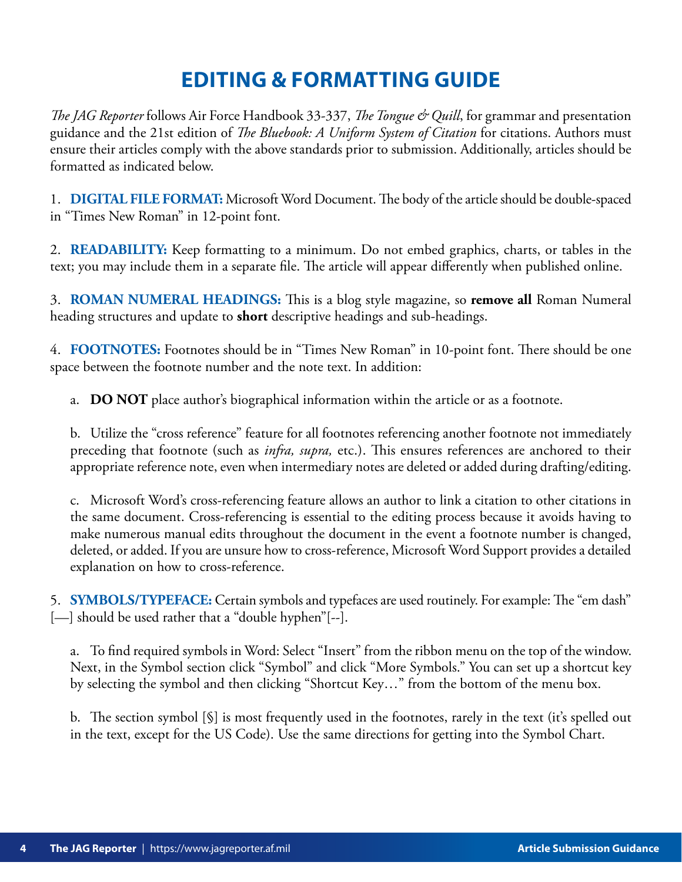# EDITING & FORMATTING GUIDE

*The JAG Reporter* follows Air Force Handbook 33-337, *The Tongue & Quill*, for grammar and presentation guidance and the 21st edition of *The Bluebook: A Uniform System of Citation* for citations. Authors must ensure their articles comply with the above standards prior to submission. Additionally, articles should be formatted as indicated below.

1. **DIGITAL FILE FORMAT:** Microsoft Word Document. The body of the article should be double-spaced in "Times New Roman" in 12-point font.

2. **READABILITY:** Keep formatting to a minimum. Do not embed graphics, charts, or tables in the text; you may include them in a separate file. The article will appear differently when published online.

3. **ROMAN NUMERAL HEADINGS:** This is a blog style magazine, so **remove all** Roman Numeral heading structures and update to **short** descriptive headings and sub-headings.

4. **FOOTNOTES:** Footnotes should be in "Times New Roman" in 10-point font. There should be one space between the footnote number and the note text. In addition:

   a. **DO NOT** place author's biographical information within the article or as a footnote.

   b. Utilize the "cross reference" feature for all footnotes referencing another footnote not immediately preceding that footnote (such as *infra, supra,* etc.). This ensures references are anchored to their appropriate reference note, even when intermediary notes are deleted or added during drafting/editing.

   c. Microsoft Word's cross-referencing feature allows an author to link a citation to other citations in the same document. Cross-referencing is essential to the editing process because it avoids having to make numerous manual edits throughout the document in the event a footnote number is changed, deleted, or added. If you are unsure how to cross-reference, Microsoft Word Support provides a detailed explanation on how to cross-reference.

5. **SYMBOLS/TYPEFACE:** Certain symbols and typefaces are used routinely. For example: The "em dash" [—] should be used rather that a "double hyphen"[--].

   a. To find required symbols in Word: Select "Insert" from the ribbon menu on the top of the window. Next, in the Symbol section click "Symbol" and click "More Symbols." You can set up a shortcut key by selecting the symbol and then clicking "Shortcut Key…" from the bottom of the menu box.

   b. The section symbol [§] is most frequently used in the footnotes, rarely in the text (it's spelled out in the text, except for the US Code). Use the same directions for getting into the Symbol Chart.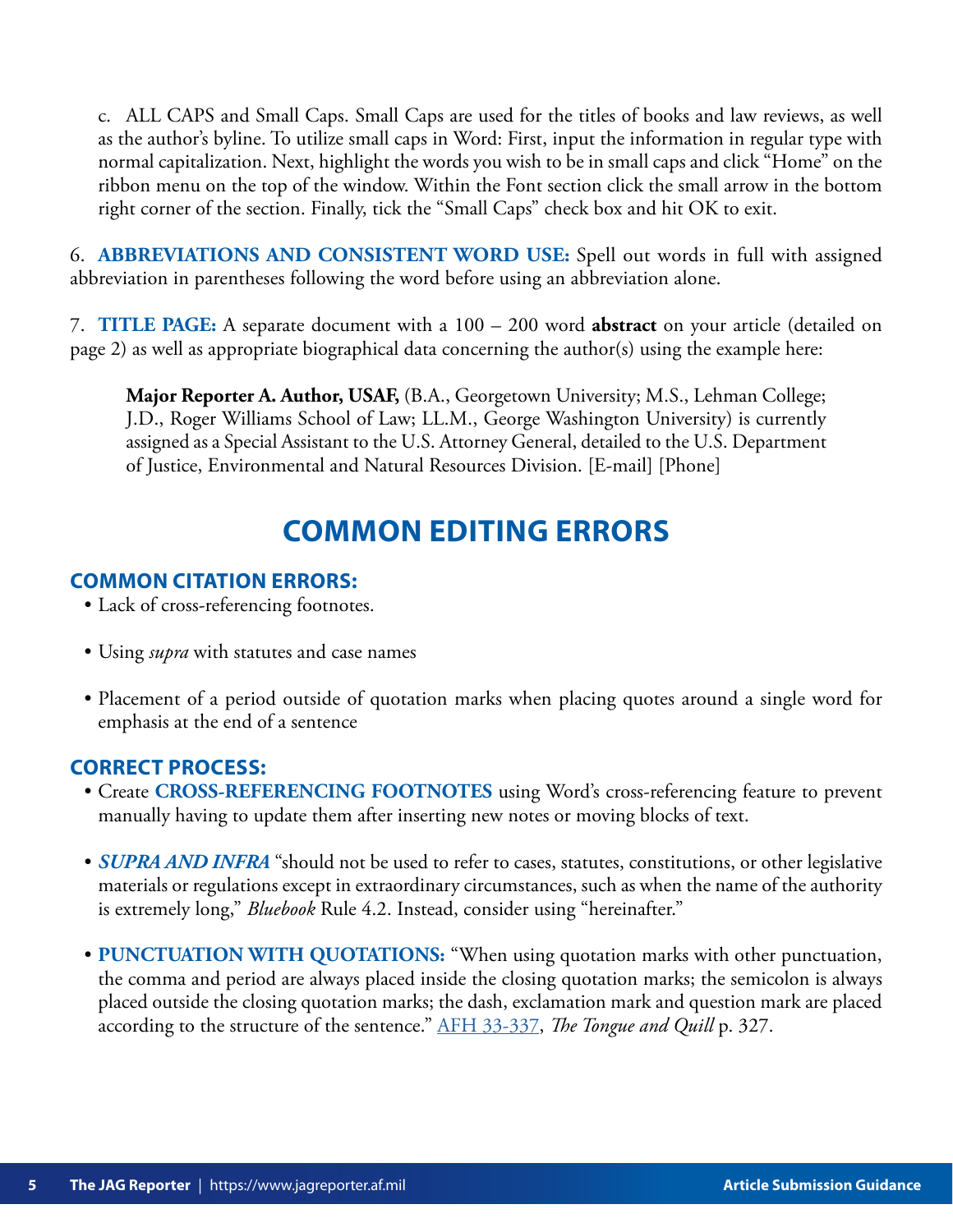c. ALL CAPS and Small Caps. Small Caps are used for the titles of books and law reviews, as well as the author's byline. To utilize small caps in Word: First, input the information in regular type with normal capitalization. Next, highlight the words you wish to be in small caps and click "Home" on the ribbon menu on the top of the window. Within the Font section click the small arrow in the bottom right corner of the section. Finally, tick the "Small Caps" check box and hit OK to exit.

6. **ABBREVIATIONS AND CONSISTENT WORD USE:** Spell out words in full with assigned abbreviation in parentheses following the word before using an abbreviation alone.

7. **TITLE PAGE:** A separate document with a 100 – 200 word **abstract** on your article (detailed on page 2) as well as appropriate biographical data concerning the author(s) using the example here:

> **Major Reporter A. Author, USAF,** (B.A., Georgetown University; M.S., Lehman College; J.D., Roger Williams School of Law; LL.M., George Washington University) is currently assigned as a Special Assistant to the U.S. Attorney General, detailed to the U.S. Department of Justice, Environmental and Natural Resources Division. [E-mail] [Phone]

# COMMON EDITING ERRORS

## COMMON CITATION ERRORS:

- Lack of cross-referencing footnotes.
- Using *supra* with statutes and case names
- Placement of a period outside of quotation marks when placing quotes around a single word for emphasis at the end of a sentence

## CORRECT PROCESS:

- Create **CROSS-REFERENCING FOOTNOTES** using Word's cross-referencing feature to prevent manually having to update them after inserting new notes or moving blocks of text.
- ***SUPRA AND INFRA*** "should not be used to refer to cases, statutes, constitutions, or other legislative materials or regulations except in extraordinary circumstances, such as when the name of the authority is extremely long," *Bluebook* Rule 4.2. Instead, consider using "hereinafter."
- **PUNCTUATION WITH QUOTATIONS:** "When using quotation marks with other punctuation, the comma and period are always placed inside the closing quotation marks; the semicolon is always placed outside the closing quotation marks; the dash, exclamation mark and question mark are placed according to the structure of the sentence." AFH 33-337, *The Tongue and Quill* p. 327.